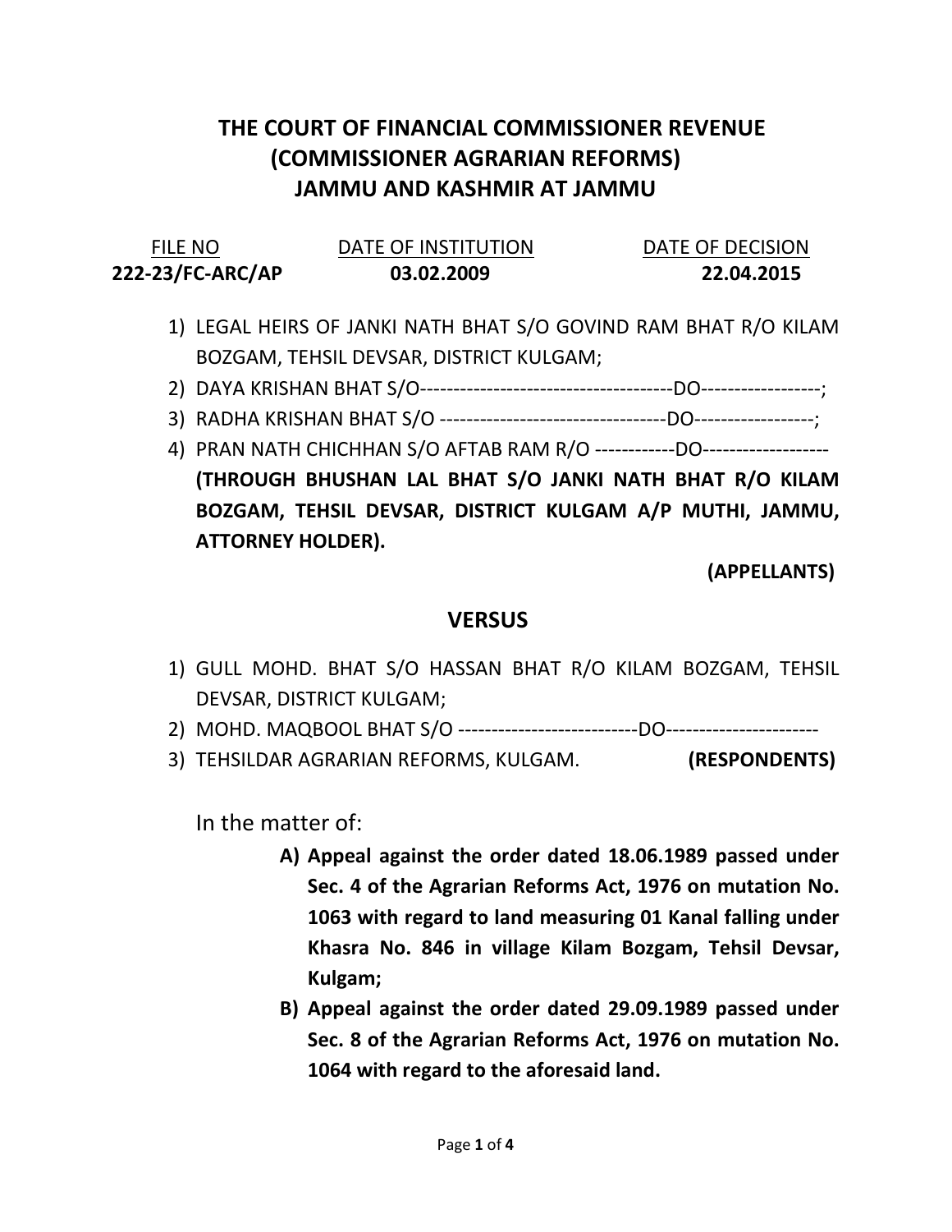# THE COURT OF FINANCIAL COMMISSIONER REVENUE (COMMISSIONER AGRARIAN REFORMS) JAMMU AND KASHMIR AT JAMMU

| FILE NO | DATE OF INSTITUTION | DATE OF DECISION |
|---|---|---|
| **222-23/FC-ARC/AP** | **03.02.2009** | **22.04.2015** |

1) LEGAL HEIRS OF JANKI NATH BHAT S/O GOVIND RAM BHAT R/O KILAM BOZGAM, TEHSIL DEVSAR, DISTRICT KULGAM;
2) DAYA KRISHAN BHAT S/O-------------------------------------DO-----------------;
3) RADHA KRISHAN BHAT S/O ---------------------------------DO-----------------;
4) PRAN NATH CHICHHAN S/O AFTAB RAM R/O ------------DO------------------
**(THROUGH BHUSHAN LAL BHAT S/O JANKI NATH BHAT R/O KILAM BOZGAM, TEHSIL DEVSAR, DISTRICT KULGAM A/P MUTHI, JAMMU, ATTORNEY HOLDER).**

**(APPELLANTS)**

## VERSUS

1) GULL MOHD. BHAT S/O HASSAN BHAT R/O KILAM BOZGAM, TEHSIL DEVSAR, DISTRICT KULGAM;
2) MOHD. MAQBOOL BHAT S/O --------------------------DO----------------------
3) TEHSILDAR AGRARIAN REFORMS, KULGAM. **(RESPONDENTS)**

In the matter of:

A) **Appeal against the order dated 18.06.1989 passed under Sec. 4 of the Agrarian Reforms Act, 1976 on mutation No. 1063 with regard to land measuring 01 Kanal falling under Khasra No. 846 in village Kilam Bozgam, Tehsil Devsar, Kulgam;**
B) **Appeal against the order dated 29.09.1989 passed under Sec. 8 of the Agrarian Reforms Act, 1976 on mutation No. 1064 with regard to the aforesaid land.**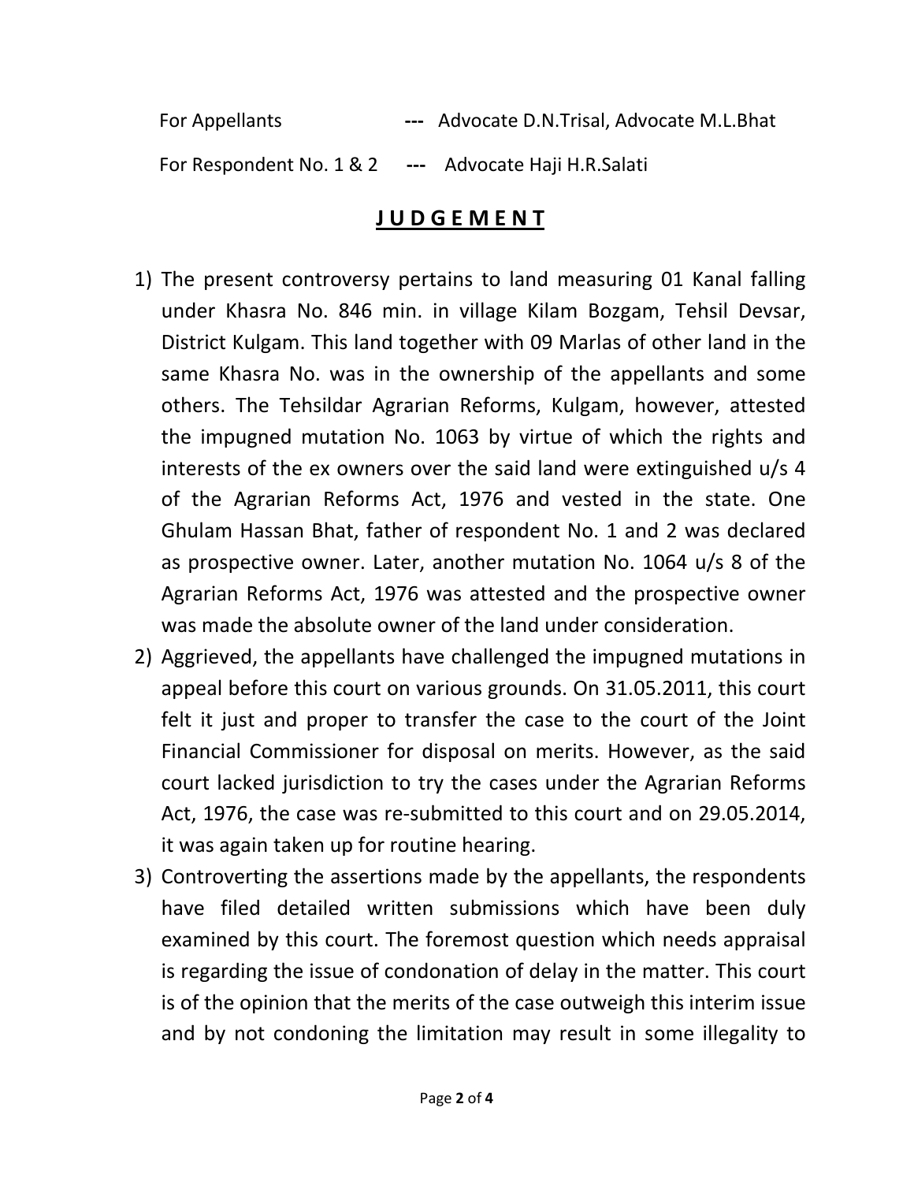For Appellants --- Advocate D.N.Trisal, Advocate M.L.Bhat

For Respondent No. 1 & 2 --- Advocate Haji H.R.Salati

## **J U D G E M E N T**

1) The present controversy pertains to land measuring 01 Kanal falling under Khasra No. 846 min. in village Kilam Bozgam, Tehsil Devsar, District Kulgam. This land together with 09 Marlas of other land in the same Khasra No. was in the ownership of the appellants and some others. The Tehsildar Agrarian Reforms, Kulgam, however, attested the impugned mutation No. 1063 by virtue of which the rights and interests of the ex owners over the said land were extinguished u/s 4 of the Agrarian Reforms Act, 1976 and vested in the state. One Ghulam Hassan Bhat, father of respondent No. 1 and 2 was declared as prospective owner. Later, another mutation No. 1064 u/s 8 of the Agrarian Reforms Act, 1976 was attested and the prospective owner was made the absolute owner of the land under consideration.
2) Aggrieved, the appellants have challenged the impugned mutations in appeal before this court on various grounds. On 31.05.2011, this court felt it just and proper to transfer the case to the court of the Joint Financial Commissioner for disposal on merits. However, as the said court lacked jurisdiction to try the cases under the Agrarian Reforms Act, 1976, the case was re-submitted to this court and on 29.05.2014, it was again taken up for routine hearing.
3) Controverting the assertions made by the appellants, the respondents have filed detailed written submissions which have been duly examined by this court. The foremost question which needs appraisal is regarding the issue of condonation of delay in the matter. This court is of the opinion that the merits of the case outweigh this interim issue and by not condoning the limitation may result in some illegality to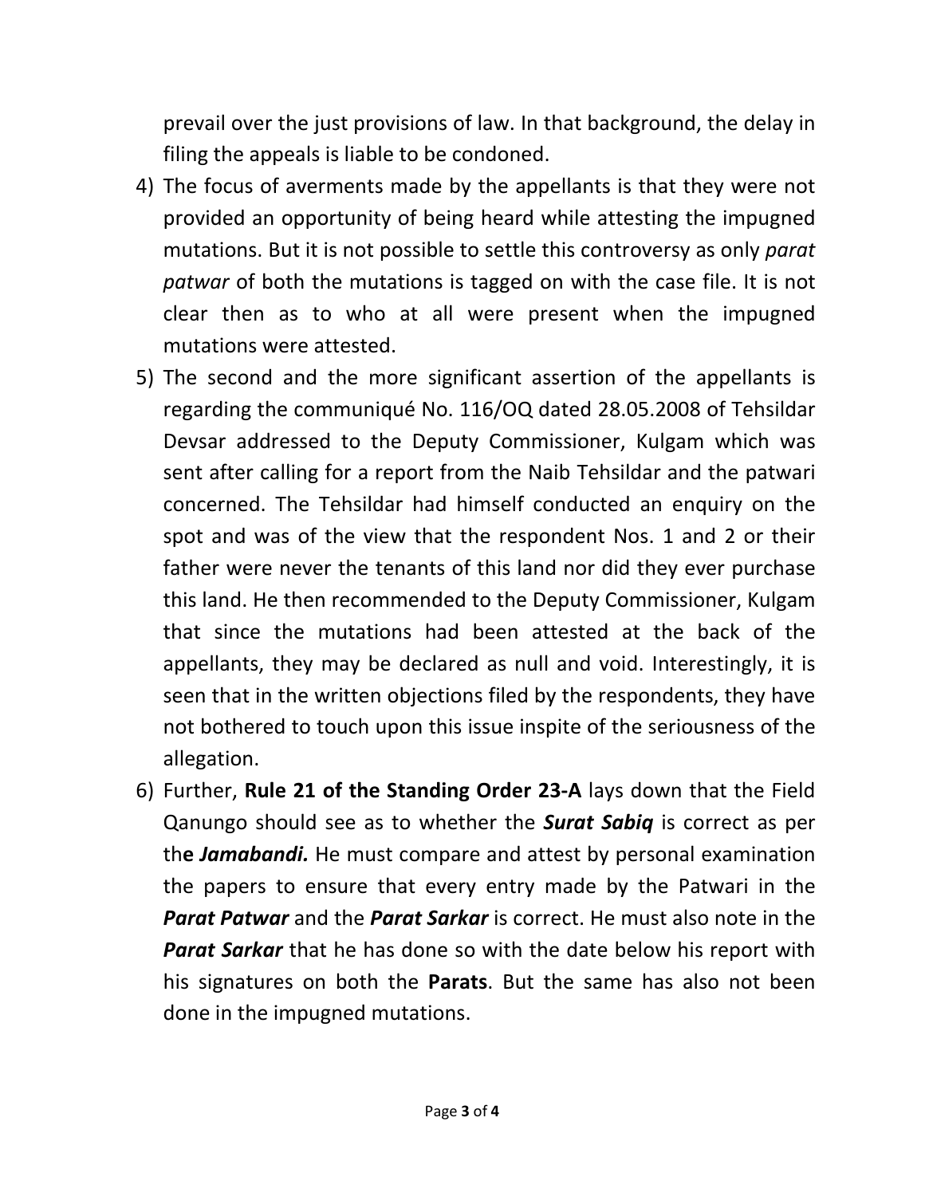prevail over the just provisions of law. In that background, the delay in filing the appeals is liable to be condoned.

4) The focus of averments made by the appellants is that they were not provided an opportunity of being heard while attesting the impugned mutations. But it is not possible to settle this controversy as only *parat patwar* of both the mutations is tagged on with the case file. It is not clear then as to who at all were present when the impugned mutations were attested.

5) The second and the more significant assertion of the appellants is regarding the communiqué No. 116/OQ dated 28.05.2008 of Tehsildar Devsar addressed to the Deputy Commissioner, Kulgam which was sent after calling for a report from the Naib Tehsildar and the patwari concerned. The Tehsildar had himself conducted an enquiry on the spot and was of the view that the respondent Nos. 1 and 2 or their father were never the tenants of this land nor did they ever purchase this land. He then recommended to the Deputy Commissioner, Kulgam that since the mutations had been attested at the back of the appellants, they may be declared as null and void. Interestingly, it is seen that in the written objections filed by the respondents, they have not bothered to touch upon this issue inspite of the seriousness of the allegation.

6) Further, **Rule 21 of the Standing Order 23-A** lays down that the Field Qanungo should see as to whether the ***Surat Sabiq*** is correct as per th**e** ***Jamabandi.*** He must compare and attest by personal examination the papers to ensure that every entry made by the Patwari in the ***Parat Patwar*** and the ***Parat Sarkar*** is correct. He must also note in the ***Parat Sarkar*** that he has done so with the date below his report with his signatures on both the **Parats**. But the same has also not been done in the impugned mutations.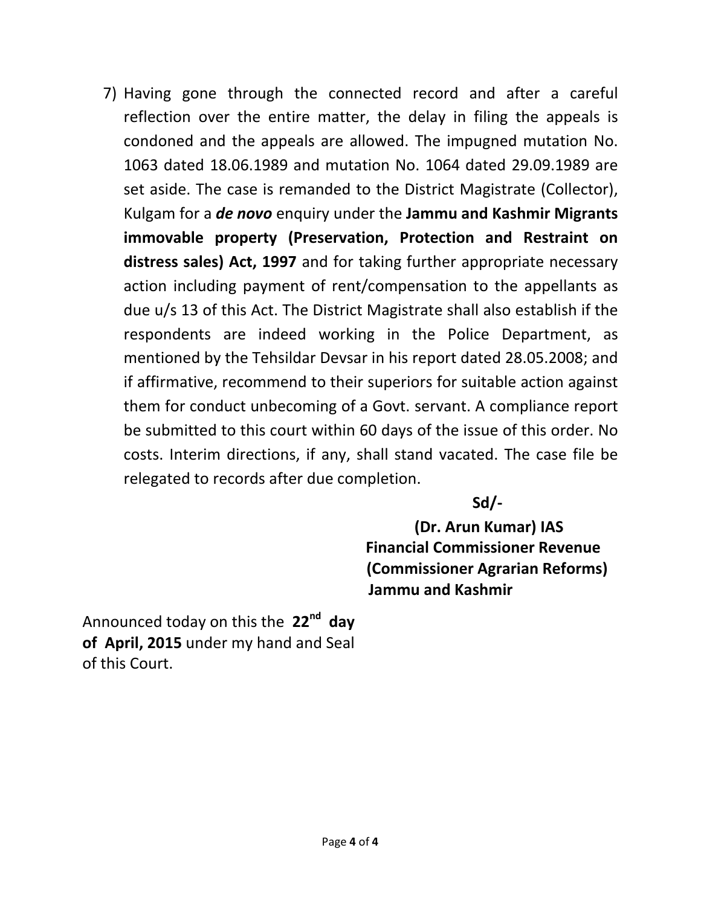7) Having gone through the connected record and after a careful reflection over the entire matter, the delay in filing the appeals is condoned and the appeals are allowed. The impugned mutation No. 1063 dated 18.06.1989 and mutation No. 1064 dated 29.09.1989 are set aside. The case is remanded to the District Magistrate (Collector), Kulgam for a ***de novo*** enquiry under the **Jammu and Kashmir Migrants immovable property (Preservation, Protection and Restraint on distress sales) Act, 1997** and for taking further appropriate necessary action including payment of rent/compensation to the appellants as due u/s 13 of this Act. The District Magistrate shall also establish if the respondents are indeed working in the Police Department, as mentioned by the Tehsildar Devsar in his report dated 28.05.2008; and if affirmative, recommend to their superiors for suitable action against them for conduct unbecoming of a Govt. servant. A compliance report be submitted to this court within 60 days of the issue of this order. No costs. Interim directions, if any, shall stand vacated. The case file be relegated to records after due completion.

**Sd/-**

**(Dr. Arun Kumar) IAS**
**Financial Commissioner Revenue**
**(Commissioner Agrarian Reforms)**
**Jammu and Kashmir**

Announced today on this the **22nd day of April, 2015** under my hand and Seal of this Court.